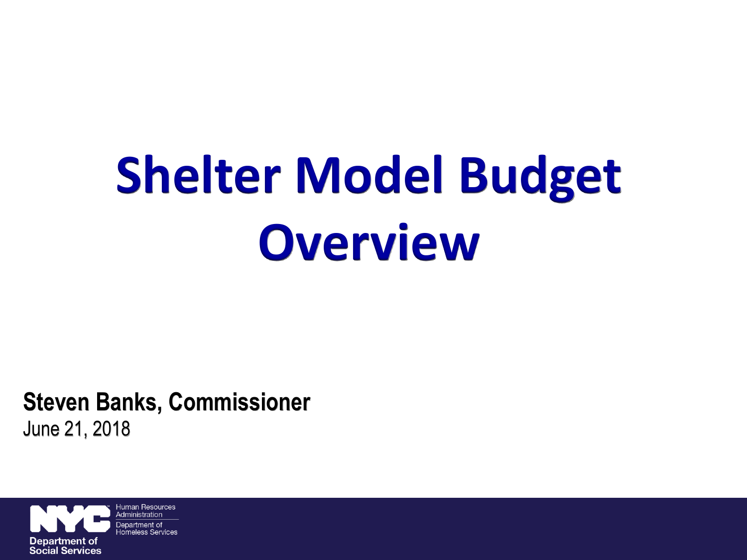# Shelter Model Budget Overview

**Steven Banks, Commissioner**

June 21, 2018

Human Resources Administration

Department of Homeless Services

Department of Social Services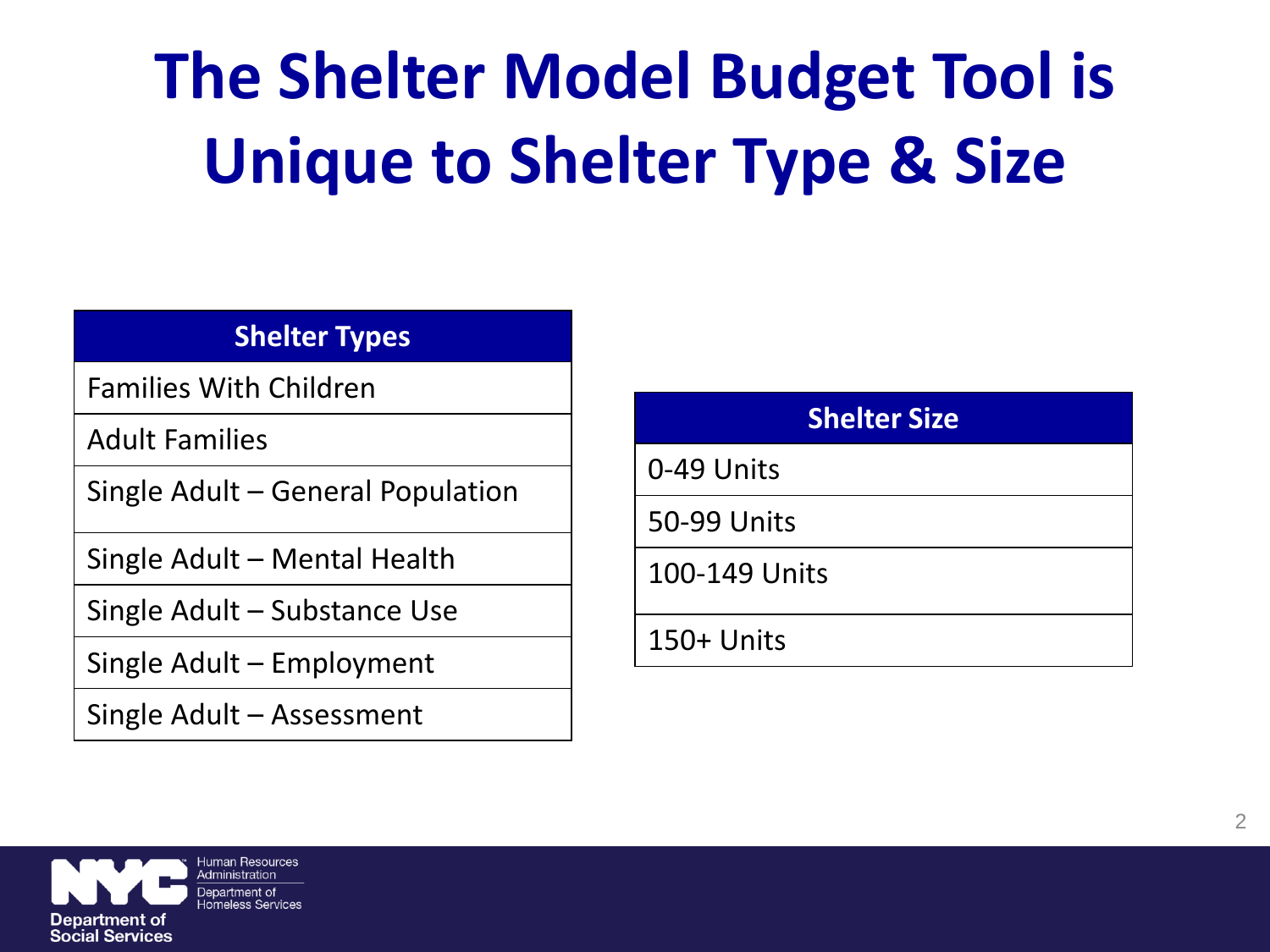# The Shelter Model Budget Tool is Unique to Shelter Type & Size

| Shelter Types |
|---|
| Families With Children |
| Adult Families |
| Single Adult – General Population |
| Single Adult – Mental Health |
| Single Adult – Substance Use |
| Single Adult – Employment |
| Single Adult – Assessment |

| Shelter Size |
|---|
| 0-49 Units |
| 50-99 Units |
| 100-149 Units |
| 150+ Units |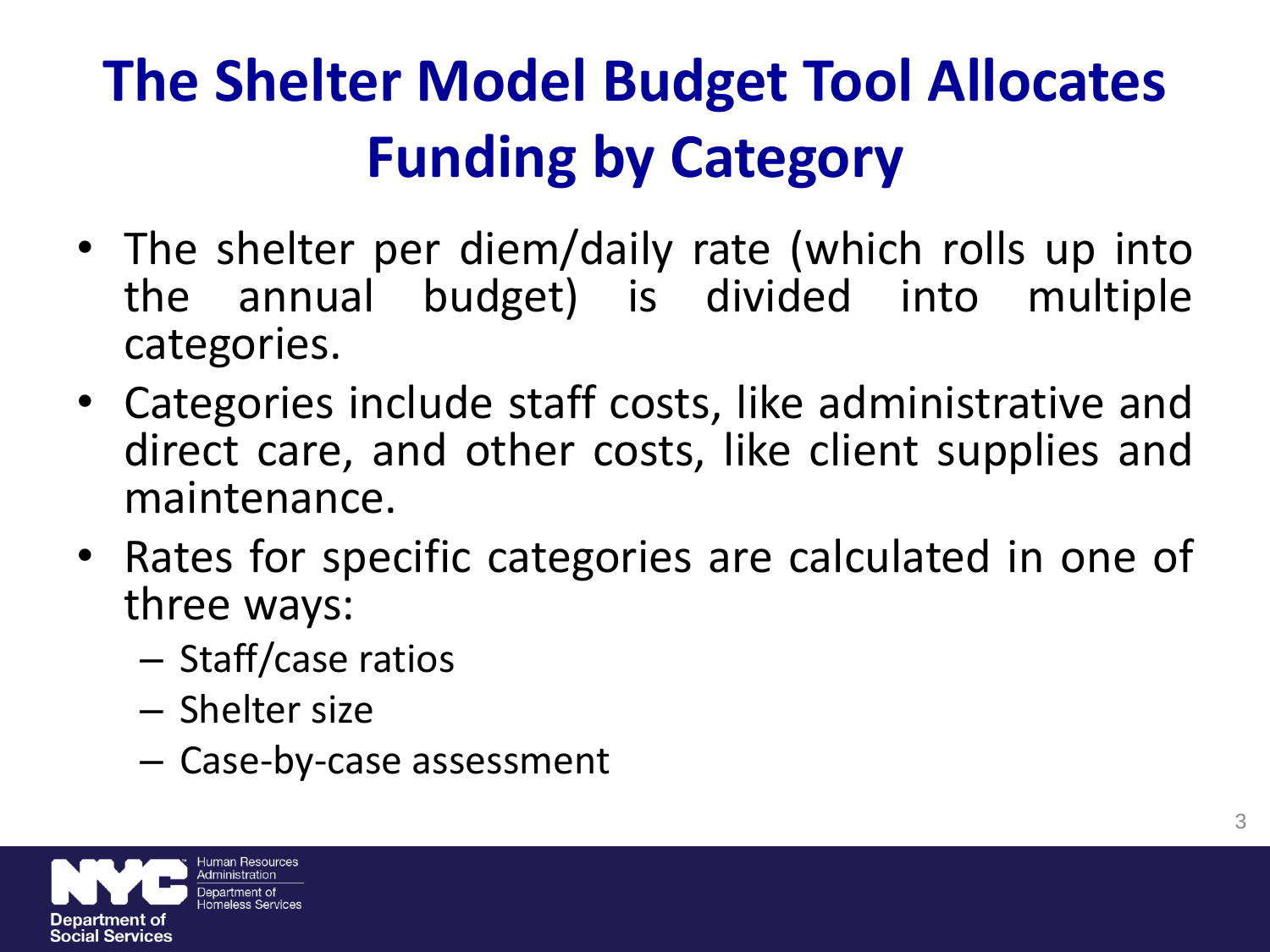# The Shelter Model Budget Tool Allocates Funding by Category

- The shelter per diem/daily rate (which rolls up into the annual budget) is divided into multiple categories.
- Categories include staff costs, like administrative and direct care, and other costs, like client supplies and maintenance.
- Rates for specific categories are calculated in one of three ways:
  - Staff/case ratios
  - Shelter size
  - Case-by-case assessment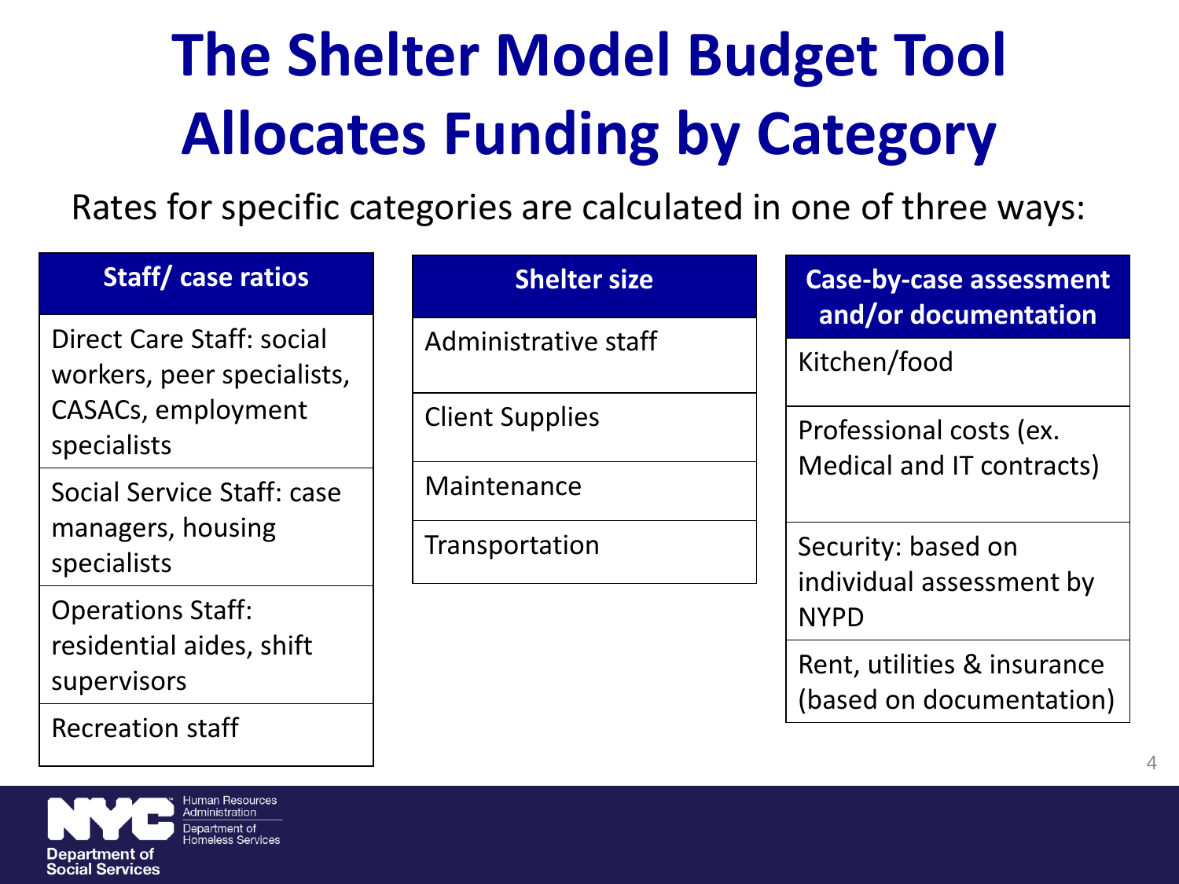# The Shelter Model Budget Tool Allocates Funding by Category

Rates for specific categories are calculated in one of three ways:

| Staff/ case ratios | Shelter size | Case-by-case assessment and/or documentation |
| --- | --- | --- |
| Direct Care Staff: social workers, peer specialists, CASACs, employment specialists | Administrative staff | Kitchen/food |
| Social Service Staff: case managers, housing specialists | Client Supplies | Professional costs (ex. Medical and IT contracts) |
| Operations Staff: residential aides, shift supervisors | Maintenance | Security: based on individual assessment by NYPD |
| Recreation staff | Transportation | Rent, utilities & insurance (based on documentation) |

NYC Human Resources Administration
Department of Homeless Services
Department of Social Services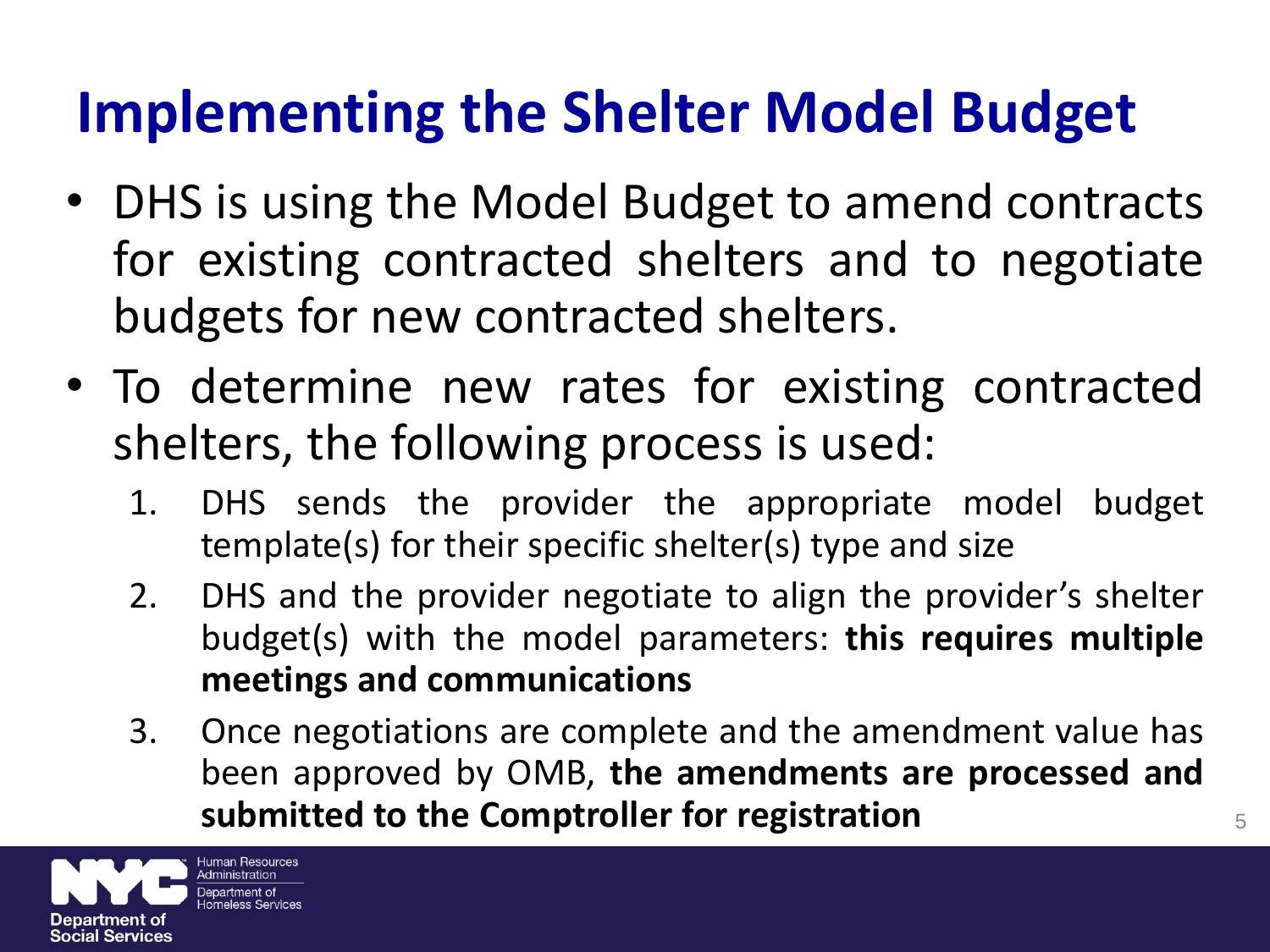# Implementing the Shelter Model Budget

- DHS is using the Model Budget to amend contracts for existing contracted shelters and to negotiate budgets for new contracted shelters.
- To determine new rates for existing contracted shelters, the following process is used:
  1. DHS sends the provider the appropriate model budget template(s) for their specific shelter(s) type and size
  2. DHS and the provider negotiate to align the provider's shelter budget(s) with the model parameters: **this requires multiple meetings and communications**
  3. Once negotiations are complete and the amendment value has been approved by OMB, **the amendments are processed and submitted to the Comptroller for registration**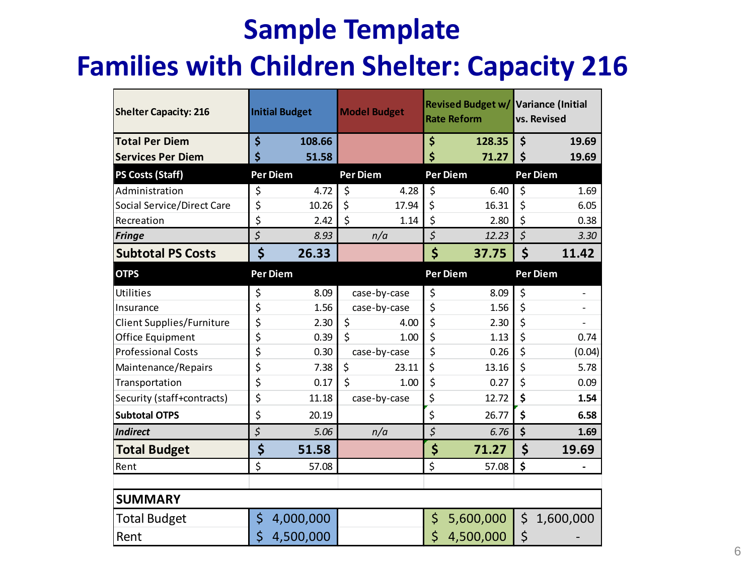# Sample Template

# Families with Children Shelter: Capacity 216

| Shelter Capacity: 216 | Initial Budget | Model Budget | Revised Budget w/ Rate Reform | Variance (Initial vs. Revised |
|---|---|---|---|---|
| **Total Per Diem** | **$ 108.66** | | **$ 128.35** | **$ 19.69** |
| **Services Per Diem** | **$ 51.58** | | **$ 71.27** | **$ 19.69** |
| **PS Costs (Staff)** | **Per Diem** | **Per Diem** | **Per Diem** | **Per Diem** |
| Administration | $ 4.72 | $ 4.28 | $ 6.40 | $ 1.69 |
| Social Service/Direct Care | $ 10.26 | $ 17.94 | $ 16.31 | $ 6.05 |
| Recreation | $ 2.42 | $ 1.14 | $ 2.80 | $ 0.38 |
| ***Fringe*** | *$ 8.93* | *n/a* | *$ 12.23* | *$ 3.30* |
| **Subtotal PS Costs** | **$ 26.33** | | **$ 37.75** | **$ 11.42** |
| **OTPS** | **Per Diem** | | **Per Diem** | **Per Diem** |
| Utilities | $ 8.09 | case-by-case | $ 8.09 | $ - |
| Insurance | $ 1.56 | case-by-case | $ 1.56 | $ - |
| Client Supplies/Furniture | $ 2.30 | $ 4.00 | $ 2.30 | $ - |
| Office Equipment | $ 0.39 | $ 1.00 | $ 1.13 | $ 0.74 |
| Professional Costs | $ 0.30 | case-by-case | $ 0.26 | $ (0.04) |
| Maintenance/Repairs | $ 7.38 | $ 23.11 | $ 13.16 | $ 5.78 |
| Transportation | $ 0.17 | $ 1.00 | $ 0.27 | $ 0.09 |
| Security (staff+contracts) | $ 11.18 | case-by-case | $ 12.72 | **$ 1.54** |
| **Subtotal OTPS** | $ 20.19 | | $ 26.77 | **$ 6.58** |
| ***Indirect*** | *$ 5.06* | *n/a* | *$ 6.76* | **$ 1.69** |
| **Total Budget** | **$ 51.58** | | **$ 71.27** | **$ 19.69** |
| Rent | $ 57.08 | | $ 57.08 | **$ -** |
| | | | | |
| **SUMMARY** | | | | |
| Total Budget | $ 4,000,000 | | $ 5,600,000 | $ 1,600,000 |
| Rent | $ 4,500,000 | | $ 4,500,000 | $ - |